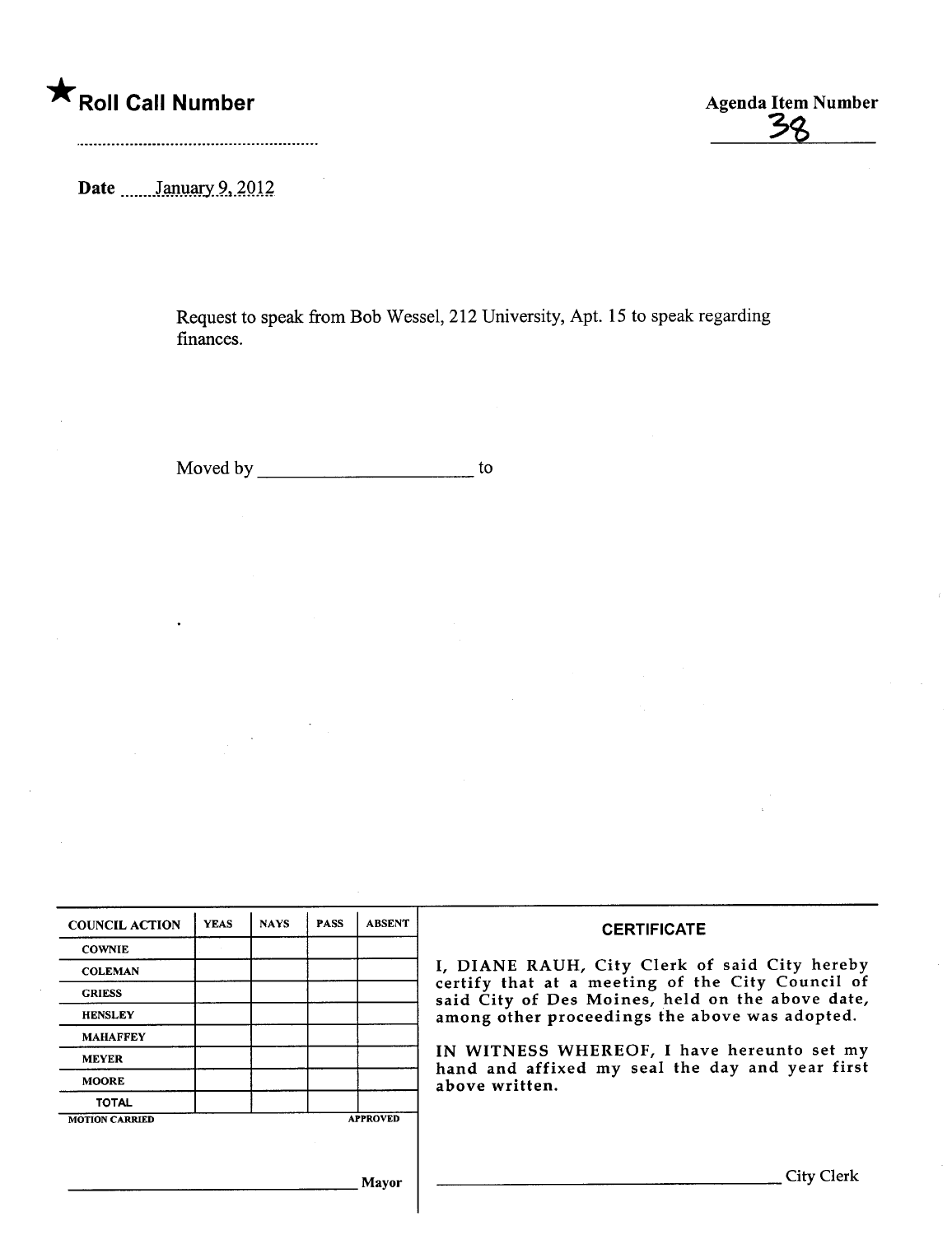★ **Roll Call Number**

.............................................................

**Agenda Item Number**

38

**Date** January 9, 2012

Request to speak from Bob Wessel, 212 University, Apt. 15 to speak regarding finances.

Moved by ______________________ to

| COUNCIL ACTION | YEAS | NAYS | PASS | ABSENT |
|---|---|---|---|---|
| COWNIE | | | | |
| COLEMAN | | | | |
| GRIESS | | | | |
| HENSLEY | | | | |
| MAHAFFEY | | | | |
| MEYER | | | | |
| MOORE | | | | |
| TOTAL | | | | |

MOTION CARRIED APPROVED

______________________________ Mayor

**CERTIFICATE**

I, DIANE RAUH, City Clerk of said City hereby certify that at a meeting of the City Council of said City of Des Moines, held on the above date, among other proceedings the above was adopted.

IN WITNESS WHEREOF, I have hereunto set my hand and affixed my seal the day and year first above written.

______________________________ City Clerk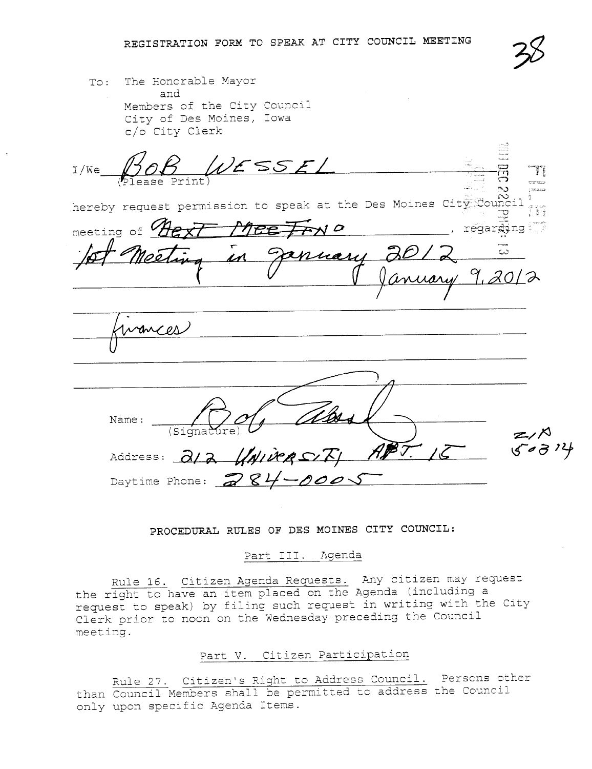# REGISTRATION FORM TO SPEAK AT CITY COUNCIL MEETING

38

To: The Honorable Mayor
and
Members of the City Council
City of Des Moines, Iowa
c/o City Clerk

I/We BOB WESSEL
(Please Print)

hereby request permission to speak at the Des Moines City Council meeting of ~~Next Meeting~~, regarding

1st Meeting in January 2012
January 9, 2012

finances

Name: Bob Wessel
(Signature)

Address: 212 UNIVERSITY APT. 15 ZIP 50314

Daytime Phone: 284-0005

2011 DEC 22 PM 3:13

## PROCEDURAL RULES OF DES MOINES CITY COUNCIL:

### Part III. Agenda

Rule 16. Citizen Agenda Requests. Any citizen may request the right to have an item placed on the Agenda (including a request to speak) by filing such request in writing with the City Clerk prior to noon on the Wednesday preceding the Council meeting.

### Part V. Citizen Participation

Rule 27. Citizen's Right to Address Council. Persons other than Council Members shall be permitted to address the Council only upon specific Agenda Items.